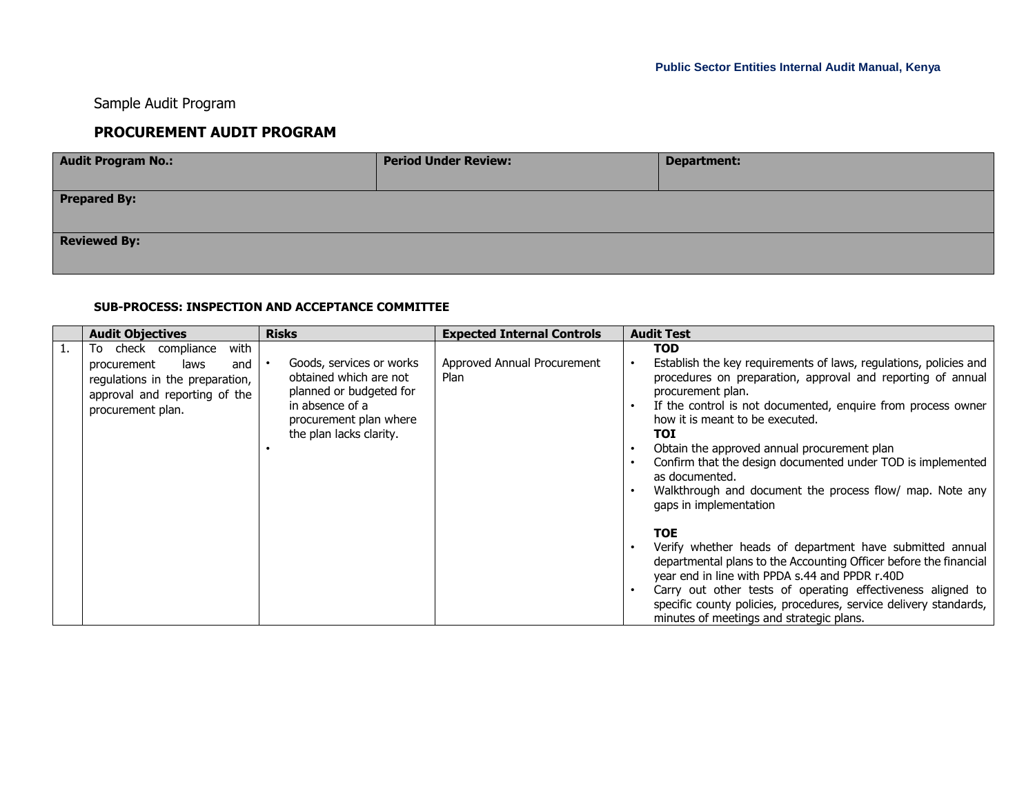Sample Audit Program

## PROCUREMENT AUDIT PROGRAM

| Audit Program No.: | Period Under Review: | Department: |
|---|---|---|
| **Prepared By:** | | |
| **Reviewed By:** | | |

**SUB-PROCESS: INSPECTION AND ACCEPTANCE COMMITTEE**

| | Audit Objectives | Risks | Expected Internal Controls | Audit Test |
|---|---|---|---|---|
| 1. | To check compliance with procurement laws and regulations in the preparation, approval and reporting of the procurement plan. | • Goods, services or works obtained which are not planned or budgeted for in absence of a procurement plan where the plan lacks clarity.<br>• | Approved Annual Procurement Plan | **TOD**<br>• Establish the key requirements of laws, regulations, policies and procedures on preparation, approval and reporting of annual procurement plan.<br>• If the control is not documented, enquire from process owner how it is meant to be executed.<br>**TOI**<br>• Obtain the approved annual procurement plan<br>• Confirm that the design documented under TOD is implemented as documented.<br>• Walkthrough and document the process flow/ map. Note any gaps in implementation<br><br>**TOE**<br>• Verify whether heads of department have submitted annual departmental plans to the Accounting Officer before the financial year end in line with PPDA s.44 and PPDR r.40D<br>• Carry out other tests of operating effectiveness aligned to specific county policies, procedures, service delivery standards, minutes of meetings and strategic plans. |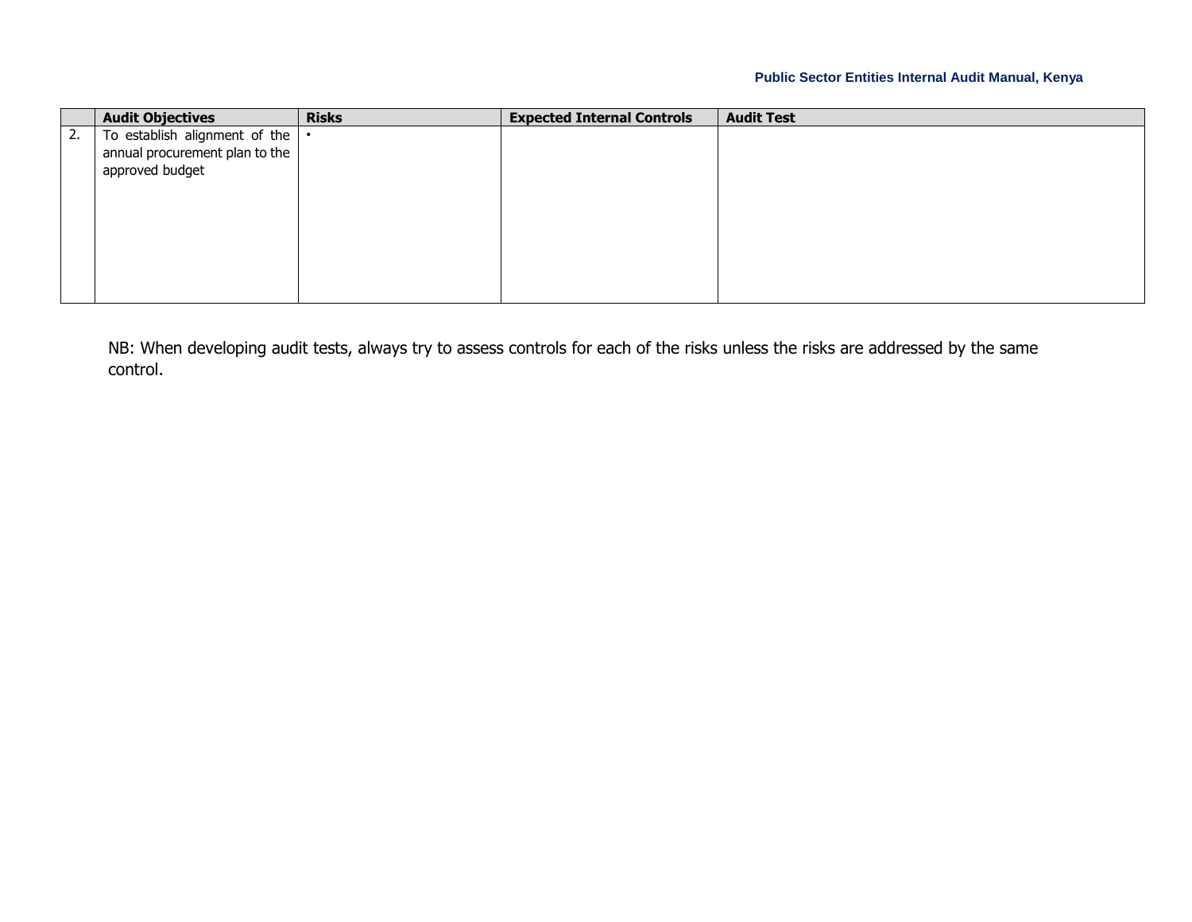| | Audit Objectives | Risks | Expected Internal Controls | Audit Test |
|---|---|---|---|---|
| 2. | To establish alignment of the annual procurement plan to the approved budget | • | | |

NB: When developing audit tests, always try to assess controls for each of the risks unless the risks are addressed by the same control.